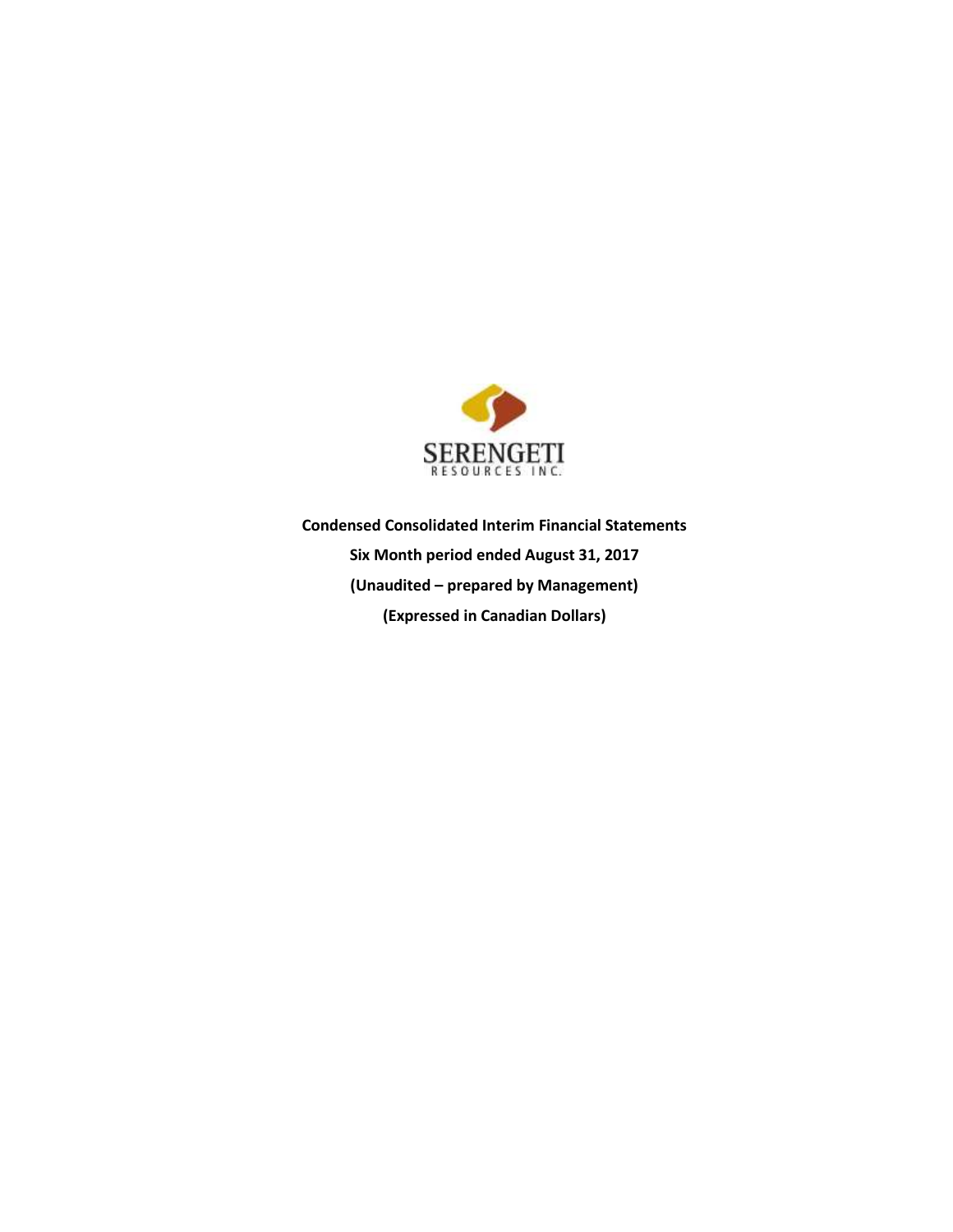SERENGETI

RESOURCES INC.

**Condensed Consolidated Interim Financial Statements**

**Six Month period ended August 31, 2017**

**(Unaudited – prepared by Management)**

**(Expressed in Canadian Dollars)**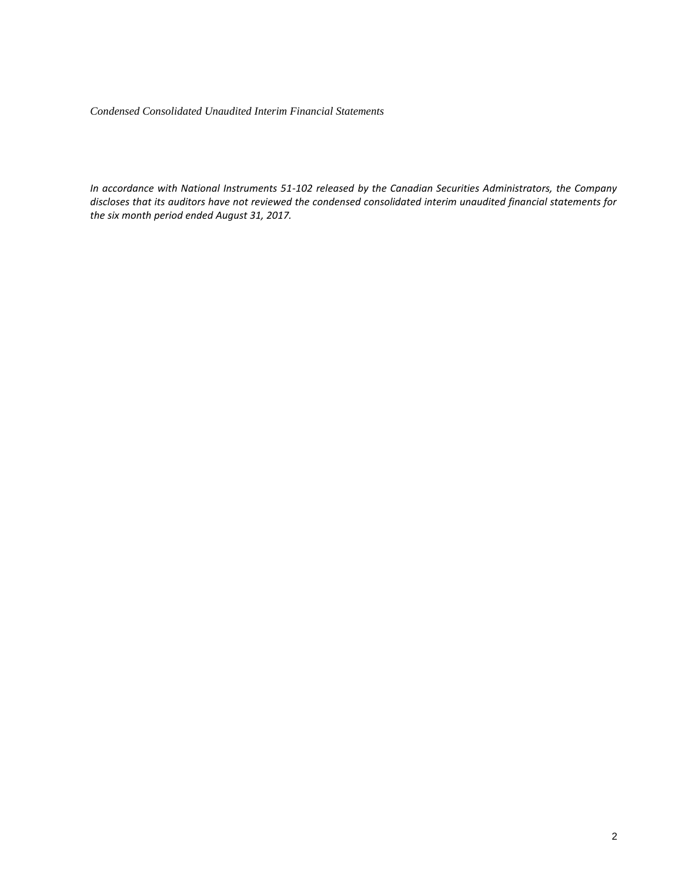*Condensed Consolidated Unaudited Interim Financial Statements*

*In accordance with National Instruments 51-102 released by the Canadian Securities Administrators, the Company discloses that its auditors have not reviewed the condensed consolidated interim unaudited financial statements for the six month period ended August 31, 2017.*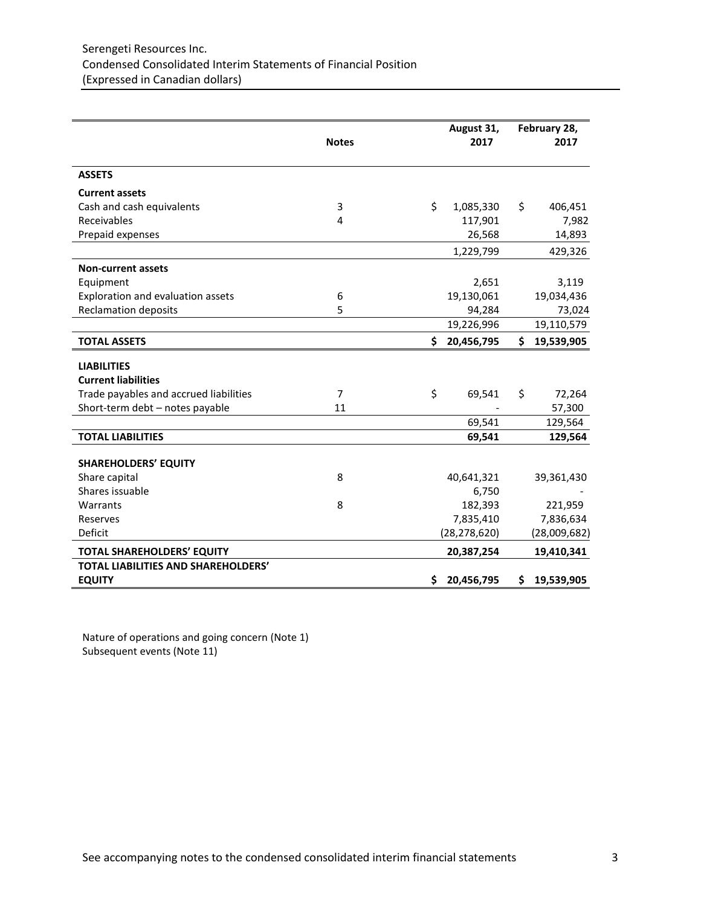Serengeti Resources Inc.
Condensed Consolidated Interim Statements of Financial Position
(Expressed in Canadian dollars)

| | Notes | August 31, 2017 | February 28, 2017 |
|---|---|---|---|
| **ASSETS** | | | |
| **Current assets** | | | |
| Cash and cash equivalents | 3 | $ 1,085,330 | $ 406,451 |
| Receivables | 4 | 117,901 | 7,982 |
| Prepaid expenses | | 26,568 | 14,893 |
| | | 1,229,799 | 429,326 |
| **Non-current assets** | | | |
| Equipment | | 2,651 | 3,119 |
| Exploration and evaluation assets | 6 | 19,130,061 | 19,034,436 |
| Reclamation deposits | 5 | 94,284 | 73,024 |
| | | 19,226,996 | 19,110,579 |
| **TOTAL ASSETS** | | **$ 20,456,795** | **$ 19,539,905** |
| **LIABILITIES** | | | |
| **Current liabilities** | | | |
| Trade payables and accrued liabilities | 7 | $ 69,541 | $ 72,264 |
| Short-term debt – notes payable | 11 | - | 57,300 |
| | | 69,541 | 129,564 |
| **TOTAL LIABILITIES** | | **69,541** | **129,564** |
| **SHAREHOLDERS' EQUITY** | | | |
| Share capital | 8 | 40,641,321 | 39,361,430 |
| Shares issuable | | 6,750 | - |
| Warrants | 8 | 182,393 | 221,959 |
| Reserves | | 7,835,410 | 7,836,634 |
| Deficit | | (28,278,620) | (28,009,682) |
| **TOTAL SHAREHOLDERS' EQUITY** | | **20,387,254** | **19,410,341** |
| **TOTAL LIABILITIES AND SHAREHOLDERS' EQUITY** | | **$ 20,456,795** | **$ 19,539,905** |

Nature of operations and going concern (Note 1)
Subsequent events (Note 11)

See accompanying notes to the condensed consolidated interim financial statements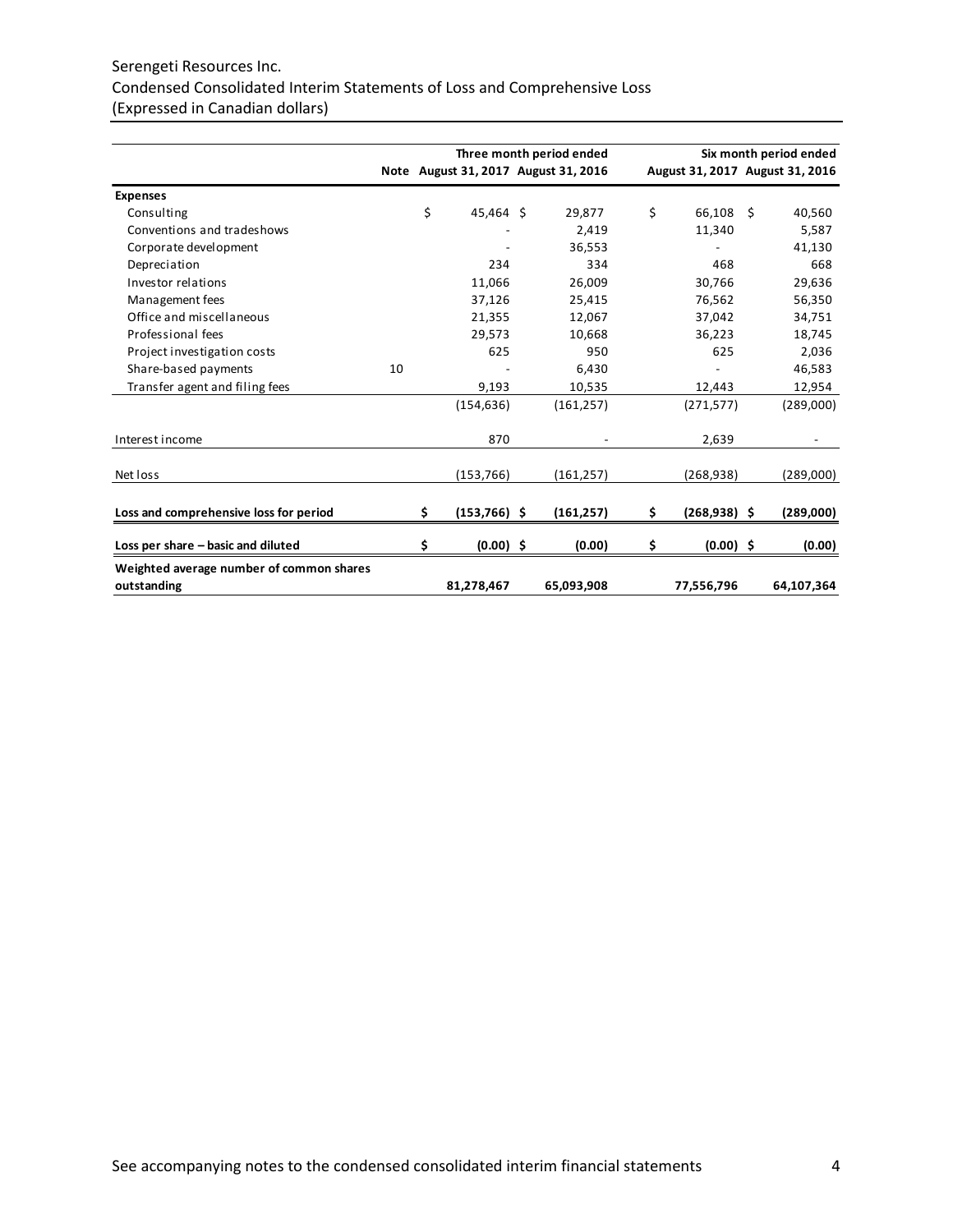Serengeti Resources Inc.
Condensed Consolidated Interim Statements of Loss and Comprehensive Loss
(Expressed in Canadian dollars)

| | Note | Three month period ended August 31, 2017 | Three month period ended August 31, 2016 | Six month period ended August 31, 2017 | Six month period ended August 31, 2016 |
|---|---|---|---|---|---|
| **Expenses** | | | | | |
| Consulting | | $ 45,464 | $ 29,877 | $ 66,108 | $ 40,560 |
| Conventions and tradeshows | | - | 2,419 | 11,340 | 5,587 |
| Corporate development | | - | 36,553 | - | 41,130 |
| Depreciation | | 234 | 334 | 468 | 668 |
| Investor relations | | 11,066 | 26,009 | 30,766 | 29,636 |
| Management fees | | 37,126 | 25,415 | 76,562 | 56,350 |
| Office and miscellaneous | | 21,355 | 12,067 | 37,042 | 34,751 |
| Professional fees | | 29,573 | 10,668 | 36,223 | 18,745 |
| Project investigation costs | | 625 | 950 | 625 | 2,036 |
| Share-based payments | 10 | - | 6,430 | - | 46,583 |
| Transfer agent and filing fees | | 9,193 | 10,535 | 12,443 | 12,954 |
| | | (154,636) | (161,257) | (271,577) | (289,000) |
| Interest income | | 870 | - | 2,639 | - |
| Net loss | | (153,766) | (161,257) | (268,938) | (289,000) |
| **Loss and comprehensive loss for period** | | **$ (153,766)** | **$ (161,257)** | **$ (268,938)** | **$ (289,000)** |
| **Loss per share – basic and diluted** | | **$ (0.00)** | **$ (0.00)** | **$ (0.00)** | **$ (0.00)** |
| **Weighted average number of common shares outstanding** | | **81,278,467** | **65,093,908** | **77,556,796** | **64,107,364** |

See accompanying notes to the condensed consolidated interim financial statements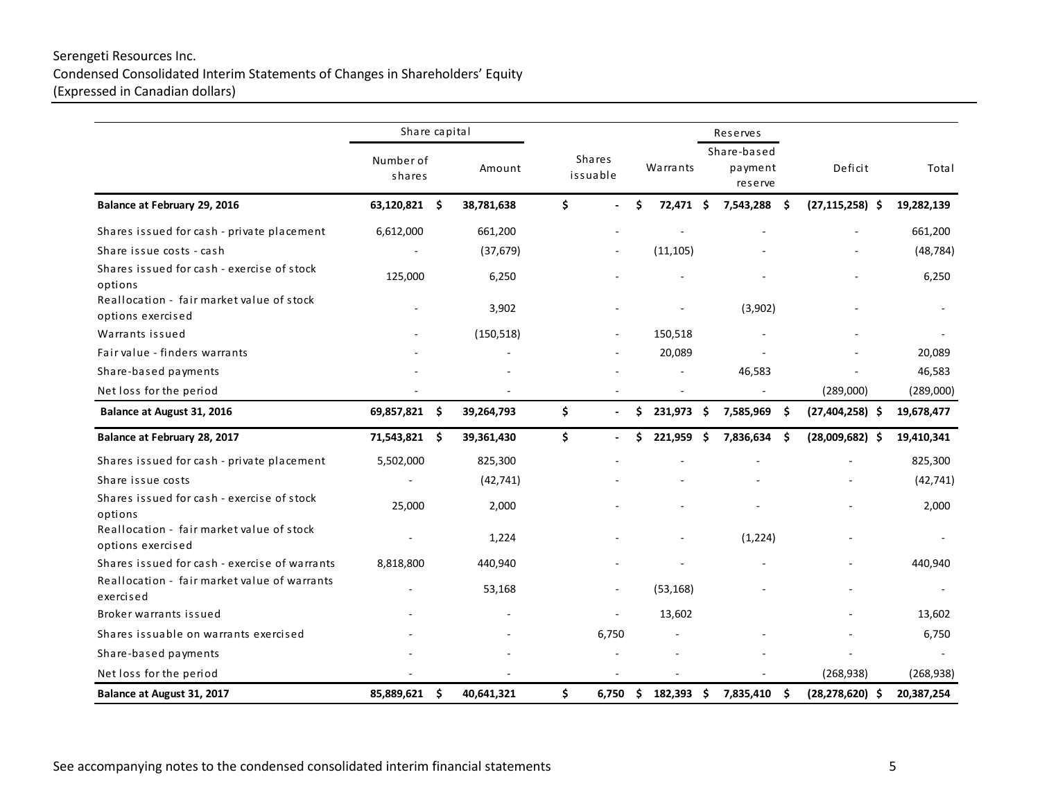Serengeti Resources Inc.
Condensed Consolidated Interim Statements of Changes in Shareholders' Equity
(Expressed in Canadian dollars)

| | Share capital | | | Reserves | | | |
|---|---|---|---|---|---|---|---|
| | Number of shares | Amount | Shares issuable | Warrants | Share-based payment reserve | Deficit | Total |
| **Balance at February 29, 2016** | **63,120,821** | **$ 38,781,638** | **$ -** | **$ 72,471** | **$ 7,543,288** | **$ (27,115,258)** | **$ 19,282,139** |
| Shares issued for cash - private placement | 6,612,000 | 661,200 | - | - | - | - | 661,200 |
| Share issue costs - cash | - | (37,679) | - | (11,105) | - | - | (48,784) |
| Shares issued for cash - exercise of stock options | 125,000 | 6,250 | - | - | - | - | 6,250 |
| Reallocation - fair market value of stock options exercised | - | 3,902 | - | - | (3,902) | - | - |
| Warrants issued | - | (150,518) | - | 150,518 | - | - | - |
| Fair value - finders warrants | - | - | - | 20,089 | - | - | 20,089 |
| Share-based payments | - | - | - | - | 46,583 | - | 46,583 |
| Net loss for the period | - | - | - | - | - | (289,000) | (289,000) |
| **Balance at August 31, 2016** | **69,857,821** | **$ 39,264,793** | **$ -** | **$ 231,973** | **$ 7,585,969** | **$ (27,404,258)** | **$ 19,678,477** |
| **Balance at February 28, 2017** | **71,543,821** | **$ 39,361,430** | **$ -** | **$ 221,959** | **$ 7,836,634** | **$ (28,009,682)** | **$ 19,410,341** |
| Shares issued for cash - private placement | 5,502,000 | 825,300 | - | - | - | - | 825,300 |
| Share issue costs | - | (42,741) | - | - | - | - | (42,741) |
| Shares issued for cash - exercise of stock options | 25,000 | 2,000 | - | - | - | - | 2,000 |
| Reallocation - fair market value of stock options exercised | - | 1,224 | - | - | (1,224) | - | - |
| Shares issued for cash - exercise of warrants | 8,818,800 | 440,940 | - | - | - | - | 440,940 |
| Reallocation - fair market value of warrants exercised | - | 53,168 | - | (53,168) | - | - | - |
| Broker warrants issued | - | - | - | 13,602 | | - | 13,602 |
| Shares issuable on warrants exercised | - | - | 6,750 | - | - | - | 6,750 |
| Share-based payments | - | - | - | - | - | - | - |
| Net loss for the period | - | - | - | - | - | (268,938) | (268,938) |
| **Balance at August 31, 2017** | **85,889,621** | **$ 40,641,321** | **$ 6,750** | **$ 182,393** | **$ 7,835,410** | **$ (28,278,620)** | **$ 20,387,254** |

See accompanying notes to the condensed consolidated interim financial statements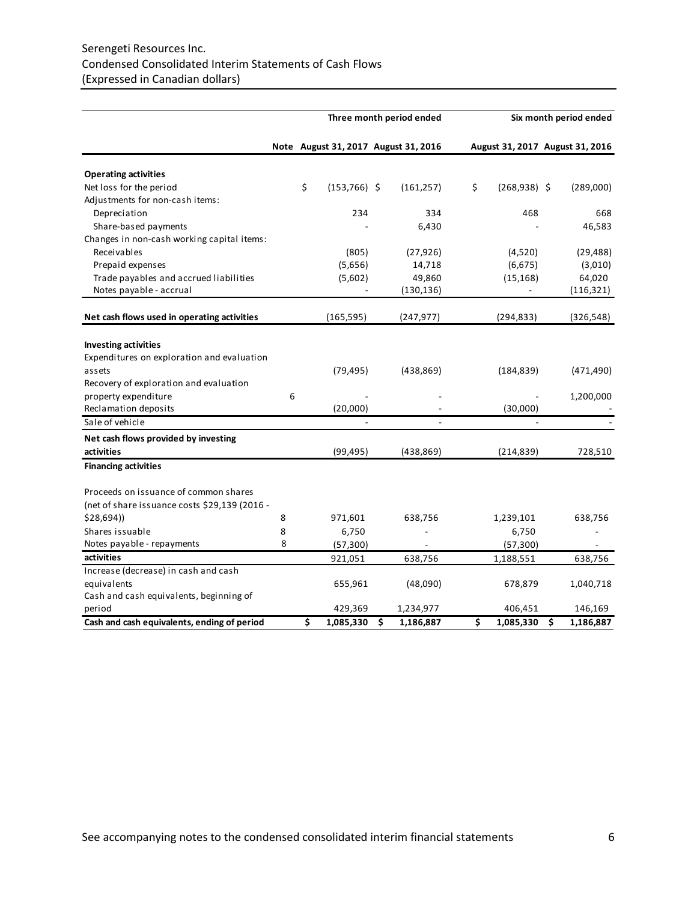Serengeti Resources Inc.
Condensed Consolidated Interim Statements of Cash Flows
(Expressed in Canadian dollars)

| | Note | Three month period ended | | Six month period ended | |
|---|---|---|---|---|---|
| | | August 31, 2017 | August 31, 2016 | August 31, 2017 | August 31, 2016 |
| **Operating activities** | | | | | |
| Net loss for the period | | $ (153,766) | $ (161,257) | $ (268,938) | $ (289,000) |
| Adjustments for non-cash items: | | | | | |
| Depreciation | | 234 | 334 | 468 | 668 |
| Share-based payments | | - | 6,430 | - | 46,583 |
| Changes in non-cash working capital items: | | | | | |
| Receivables | | (805) | (27,926) | (4,520) | (29,488) |
| Prepaid expenses | | (5,656) | 14,718 | (6,675) | (3,010) |
| Trade payables and accrued liabilities | | (5,602) | 49,860 | (15,168) | 64,020 |
| Notes payable - accrual | | - | (130,136) | - | (116,321) |
| **Net cash flows used in operating activities** | | (165,595) | (247,977) | (294,833) | (326,548) |
| **Investing activities** | | | | | |
| Expenditures on exploration and evaluation assets | | (79,495) | (438,869) | (184,839) | (471,490) |
| Recovery of exploration and evaluation property expenditure | 6 | - | - | - | 1,200,000 |
| Reclamation deposits | | (20,000) | - | (30,000) | - |
| Sale of vehicle | | - | - | - | - |
| **Net cash flows provided by investing activities** | | (99,495) | (438,869) | (214,839) | 728,510 |
| **Financing activities** | | | | | |
| Proceeds on issuance of common shares (net of share issuance costs $29,139 (2016 - $28,694)) | 8 | 971,601 | 638,756 | 1,239,101 | 638,756 |
| Shares issuable | 8 | 6,750 | - | 6,750 | - |
| Notes payable - repayments | 8 | (57,300) | - | (57,300) | - |
| **activities** | | 921,051 | 638,756 | 1,188,551 | 638,756 |
| Increase (decrease) in cash and cash equivalents | | 655,961 | (48,090) | 678,879 | 1,040,718 |
| Cash and cash equivalents, beginning of period | | 429,369 | 1,234,977 | 406,451 | 146,169 |
| **Cash and cash equivalents, ending of period** | | **$ 1,085,330** | **$ 1,186,887** | **$ 1,085,330** | **$ 1,186,887** |

See accompanying notes to the condensed consolidated interim financial statements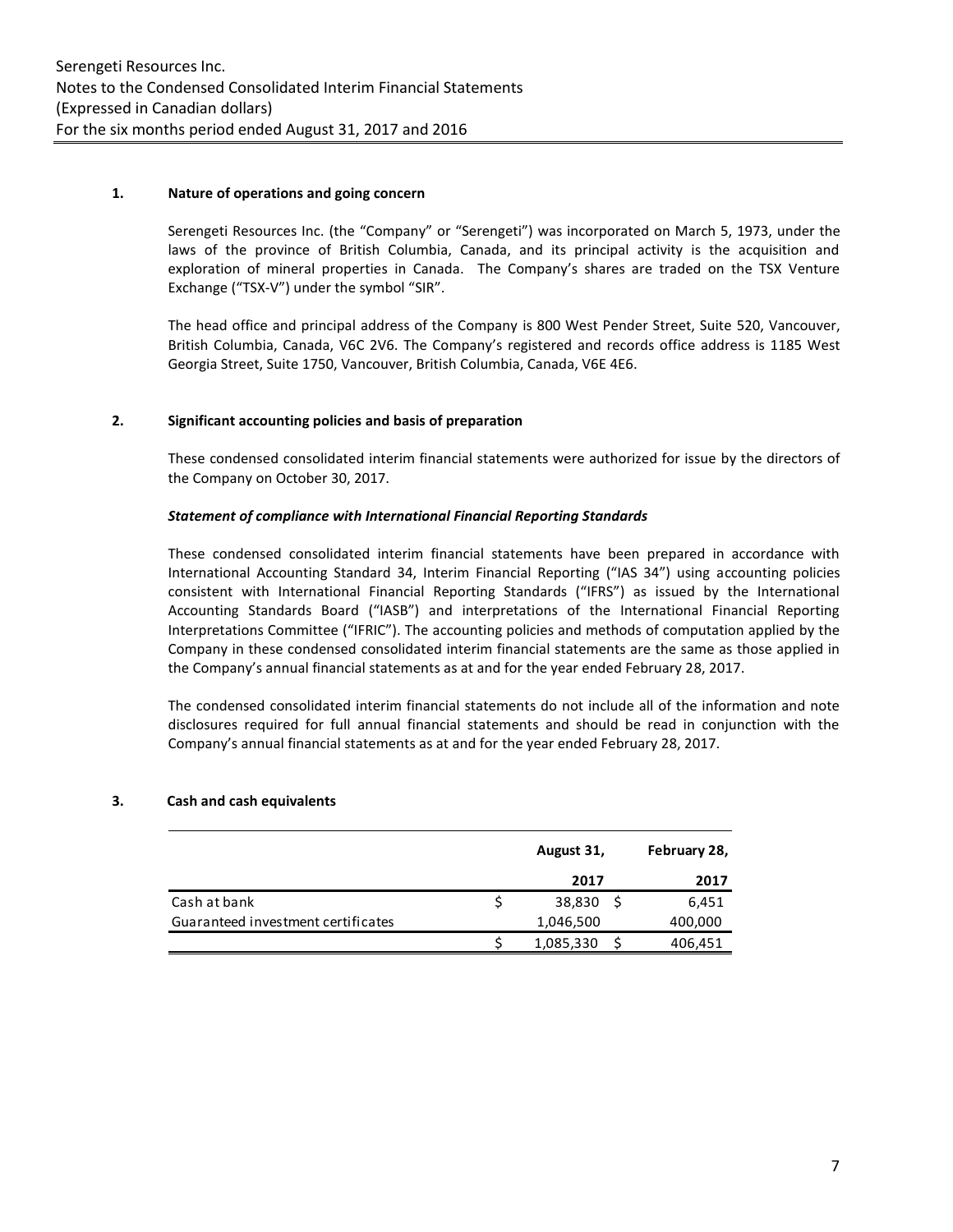Serengeti Resources Inc.
Notes to the Condensed Consolidated Interim Financial Statements
(Expressed in Canadian dollars)
For the six months period ended August 31, 2017 and 2016

## 1. Nature of operations and going concern

Serengeti Resources Inc. (the "Company" or "Serengeti") was incorporated on March 5, 1973, under the laws of the province of British Columbia, Canada, and its principal activity is the acquisition and exploration of mineral properties in Canada. The Company's shares are traded on the TSX Venture Exchange ("TSX-V") under the symbol "SIR".

The head office and principal address of the Company is 800 West Pender Street, Suite 520, Vancouver, British Columbia, Canada, V6C 2V6. The Company's registered and records office address is 1185 West Georgia Street, Suite 1750, Vancouver, British Columbia, Canada, V6E 4E6.

## 2. Significant accounting policies and basis of preparation

These condensed consolidated interim financial statements were authorized for issue by the directors of the Company on October 30, 2017.

***Statement of compliance with International Financial Reporting Standards***

These condensed consolidated interim financial statements have been prepared in accordance with International Accounting Standard 34, Interim Financial Reporting ("IAS 34") using accounting policies consistent with International Financial Reporting Standards ("IFRS") as issued by the International Accounting Standards Board ("IASB") and interpretations of the International Financial Reporting Interpretations Committee ("IFRIC"). The accounting policies and methods of computation applied by the Company in these condensed consolidated interim financial statements are the same as those applied in the Company's annual financial statements as at and for the year ended February 28, 2017.

The condensed consolidated interim financial statements do not include all of the information and note disclosures required for full annual financial statements and should be read in conjunction with the Company's annual financial statements as at and for the year ended February 28, 2017.

## 3. Cash and cash equivalents

| | August 31, 2017 | February 28, 2017 |
|---|---|---|
| Cash at bank | $ 38,830 | $ 6,451 |
| Guaranteed investment certificates | 1,046,500 | 400,000 |
| | $ 1,085,330 | $ 406,451 |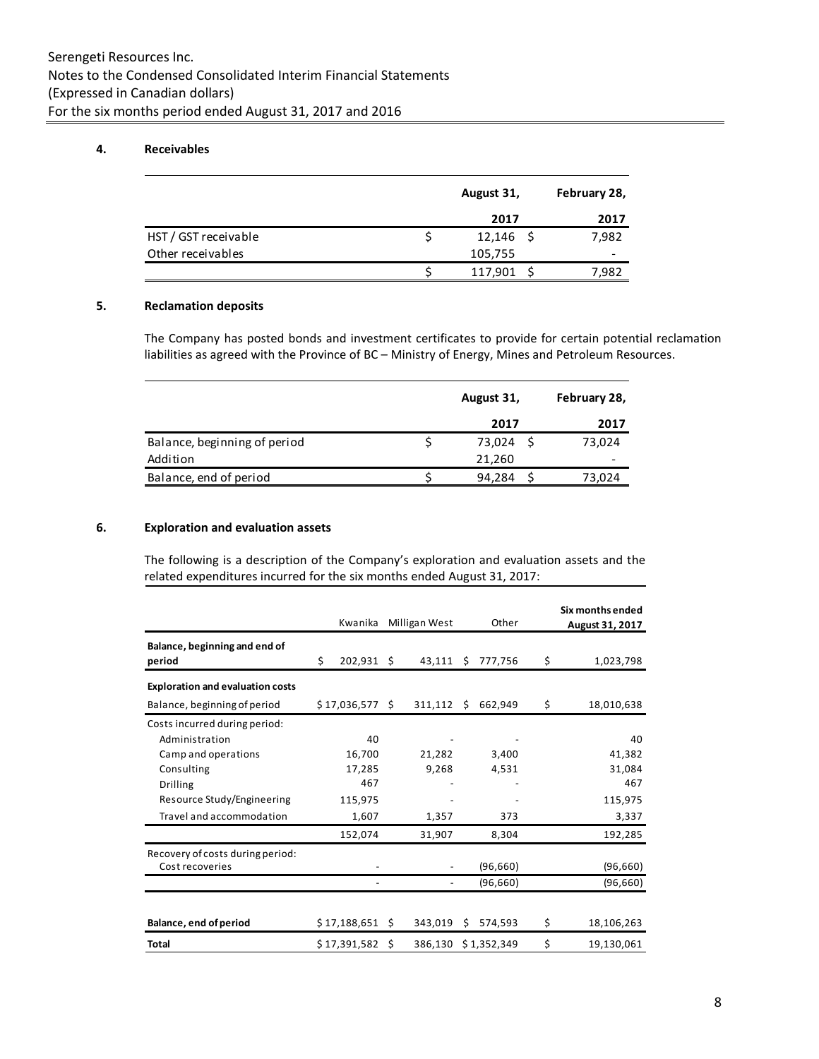Serengeti Resources Inc.
Notes to the Condensed Consolidated Interim Financial Statements
(Expressed in Canadian dollars)
For the six months period ended August 31, 2017 and 2016

## 4. Receivables

| | August 31, 2017 | February 28, 2017 |
|---|---|---|
| HST / GST receivable | $ 12,146 | $ 7,982 |
| Other receivables | 105,755 | - |
| | $ 117,901 | $ 7,982 |

## 5. Reclamation deposits

The Company has posted bonds and investment certificates to provide for certain potential reclamation liabilities as agreed with the Province of BC – Ministry of Energy, Mines and Petroleum Resources.

| | August 31, 2017 | February 28, 2017 |
|---|---|---|
| Balance, beginning of period | $ 73,024 | $ 73,024 |
| Addition | 21,260 | - |
| Balance, end of period | $ 94,284 | $ 73,024 |

## 6. Exploration and evaluation assets

The following is a description of the Company's exploration and evaluation assets and the related expenditures incurred for the six months ended August 31, 2017:

| | Kwanika | Milligan West | Other | Six months ended August 31, 2017 |
|---|---|---|---|---|
| **Balance, beginning and end of period** | $ 202,931 | $ 43,111 | $ 777,756 | $ 1,023,798 |
| **Exploration and evaluation costs** | | | | |
| Balance, beginning of period | $ 17,036,577 | $ 311,112 | $ 662,949 | $ 18,010,638 |
| Costs incurred during period: | | | | |
| Administration | 40 | - | - | 40 |
| Camp and operations | 16,700 | 21,282 | 3,400 | 41,382 |
| Consulting | 17,285 | 9,268 | 4,531 | 31,084 |
| Drilling | 467 | - | - | 467 |
| Resource Study/Engineering | 115,975 | - | - | 115,975 |
| Travel and accommodation | 1,607 | 1,357 | 373 | 3,337 |
| | 152,074 | 31,907 | 8,304 | 192,285 |
| Recovery of costs during period: | | | | |
| Cost recoveries | - | - | (96,660) | (96,660) |
| | - | - | (96,660) | (96,660) |
| **Balance, end of period** | $ 17,188,651 | $ 343,019 | $ 574,593 | $ 18,106,263 |
| **Total** | $ 17,391,582 | $ 386,130 | $ 1,352,349 | $ 19,130,061 |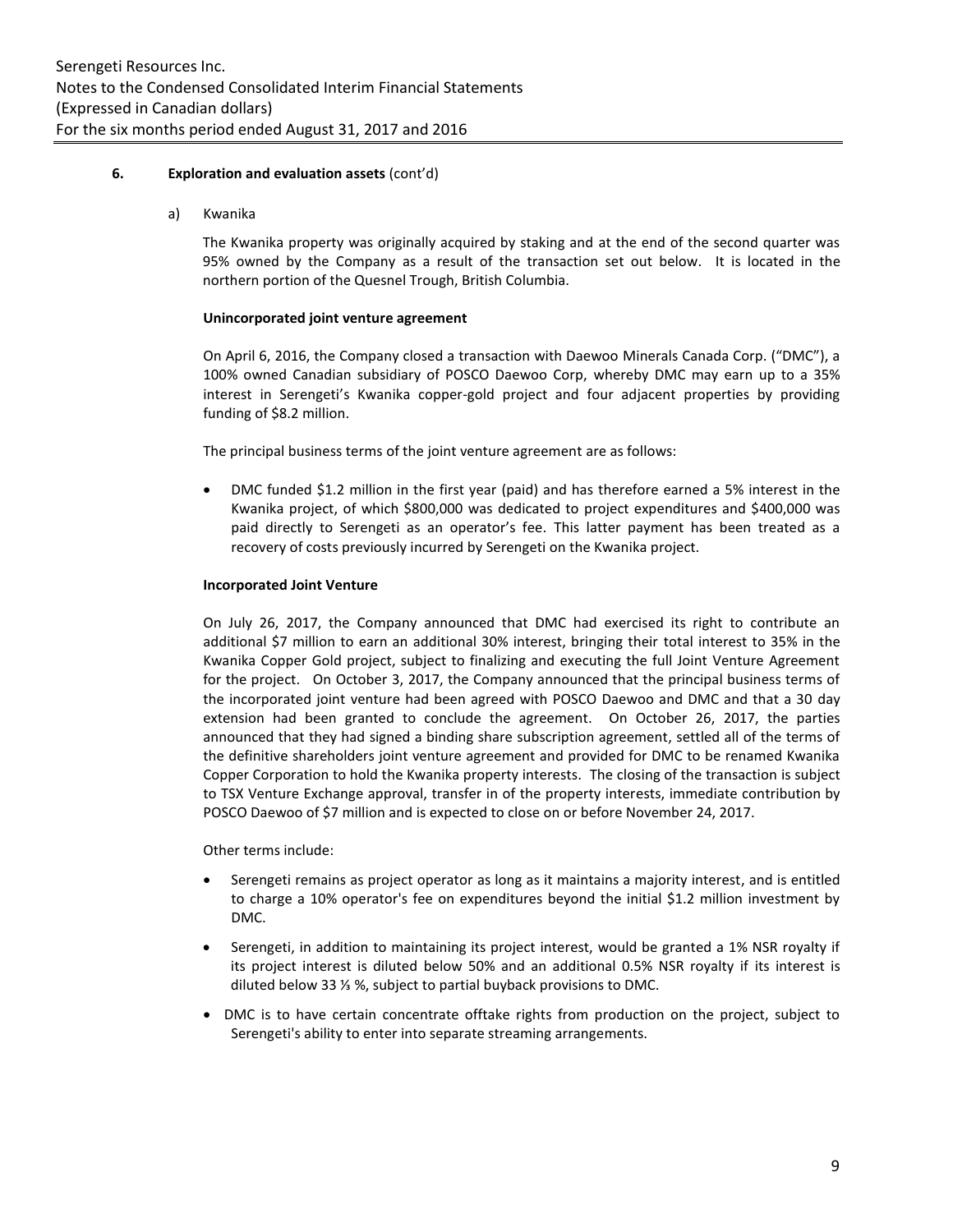## 6. Exploration and evaluation assets (cont'd)

### a) Kwanika

The Kwanika property was originally acquired by staking and at the end of the second quarter was 95% owned by the Company as a result of the transaction set out below. It is located in the northern portion of the Quesnel Trough, British Columbia.

**Unincorporated joint venture agreement**

On April 6, 2016, the Company closed a transaction with Daewoo Minerals Canada Corp. ("DMC"), a 100% owned Canadian subsidiary of POSCO Daewoo Corp, whereby DMC may earn up to a 35% interest in Serengeti's Kwanika copper-gold project and four adjacent properties by providing funding of $8.2 million.

The principal business terms of the joint venture agreement are as follows:

- DMC funded $1.2 million in the first year (paid) and has therefore earned a 5% interest in the Kwanika project, of which $800,000 was dedicated to project expenditures and $400,000 was paid directly to Serengeti as an operator's fee. This latter payment has been treated as a recovery of costs previously incurred by Serengeti on the Kwanika project.

**Incorporated Joint Venture**

On July 26, 2017, the Company announced that DMC had exercised its right to contribute an additional $7 million to earn an additional 30% interest, bringing their total interest to 35% in the Kwanika Copper Gold project, subject to finalizing and executing the full Joint Venture Agreement for the project. On October 3, 2017, the Company announced that the principal business terms of the incorporated joint venture had been agreed with POSCO Daewoo and DMC and that a 30 day extension had been granted to conclude the agreement. On October 26, 2017, the parties announced that they had signed a binding share subscription agreement, settled all of the terms of the definitive shareholders joint venture agreement and provided for DMC to be renamed Kwanika Copper Corporation to hold the Kwanika property interests. The closing of the transaction is subject to TSX Venture Exchange approval, transfer in of the property interests, immediate contribution by POSCO Daewoo of $7 million and is expected to close on or before November 24, 2017.

Other terms include:

- Serengeti remains as project operator as long as it maintains a majority interest, and is entitled to charge a 10% operator's fee on expenditures beyond the initial $1.2 million investment by DMC.
- Serengeti, in addition to maintaining its project interest, would be granted a 1% NSR royalty if its project interest is diluted below 50% and an additional 0.5% NSR royalty if its interest is diluted below 33 ⅓ %, subject to partial buyback provisions to DMC.
- DMC is to have certain concentrate offtake rights from production on the project, subject to Serengeti's ability to enter into separate streaming arrangements.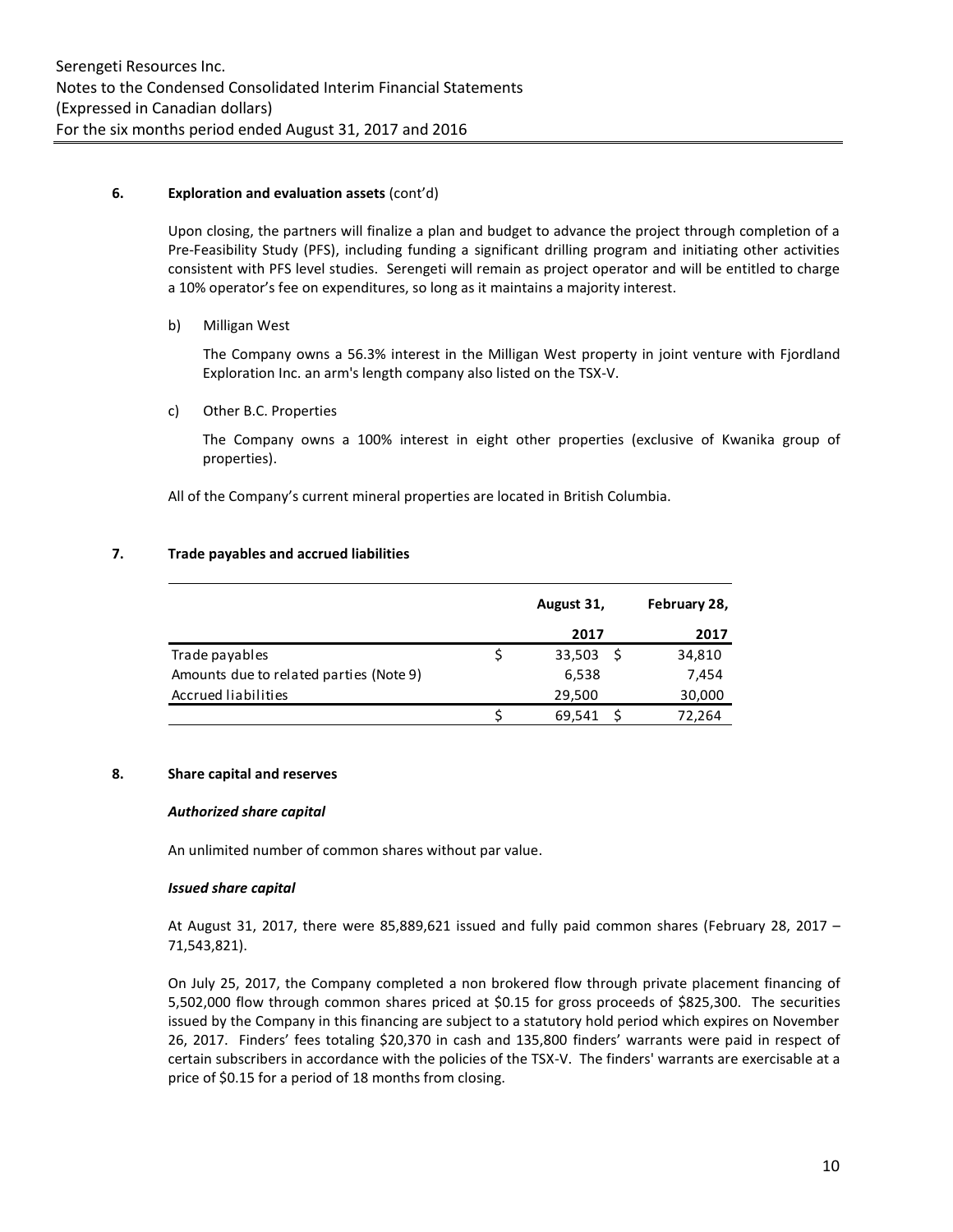## 6. Exploration and evaluation assets (cont'd)

Upon closing, the partners will finalize a plan and budget to advance the project through completion of a Pre-Feasibility Study (PFS), including funding a significant drilling program and initiating other activities consistent with PFS level studies. Serengeti will remain as project operator and will be entitled to charge a 10% operator's fee on expenditures, so long as it maintains a majority interest.

b) Milligan West

The Company owns a 56.3% interest in the Milligan West property in joint venture with Fjordland Exploration Inc. an arm's length company also listed on the TSX-V.

c) Other B.C. Properties

The Company owns a 100% interest in eight other properties (exclusive of Kwanika group of properties).

All of the Company's current mineral properties are located in British Columbia.

## 7. Trade payables and accrued liabilities

| | August 31, 2017 | February 28, 2017 |
|---|---|---|
| Trade payables | $ 33,503 | $ 34,810 |
| Amounts due to related parties (Note 9) | 6,538 | 7,454 |
| Accrued liabilities | 29,500 | 30,000 |
| | $ 69,541 | $ 72,264 |

## 8. Share capital and reserves

***Authorized share capital***

An unlimited number of common shares without par value.

***Issued share capital***

At August 31, 2017, there were 85,889,621 issued and fully paid common shares (February 28, 2017 – 71,543,821).

On July 25, 2017, the Company completed a non brokered flow through private placement financing of 5,502,000 flow through common shares priced at $0.15 for gross proceeds of $825,300. The securities issued by the Company in this financing are subject to a statutory hold period which expires on November 26, 2017. Finders' fees totaling $20,370 in cash and 135,800 finders' warrants were paid in respect of certain subscribers in accordance with the policies of the TSX-V. The finders' warrants are exercisable at a price of $0.15 for a period of 18 months from closing.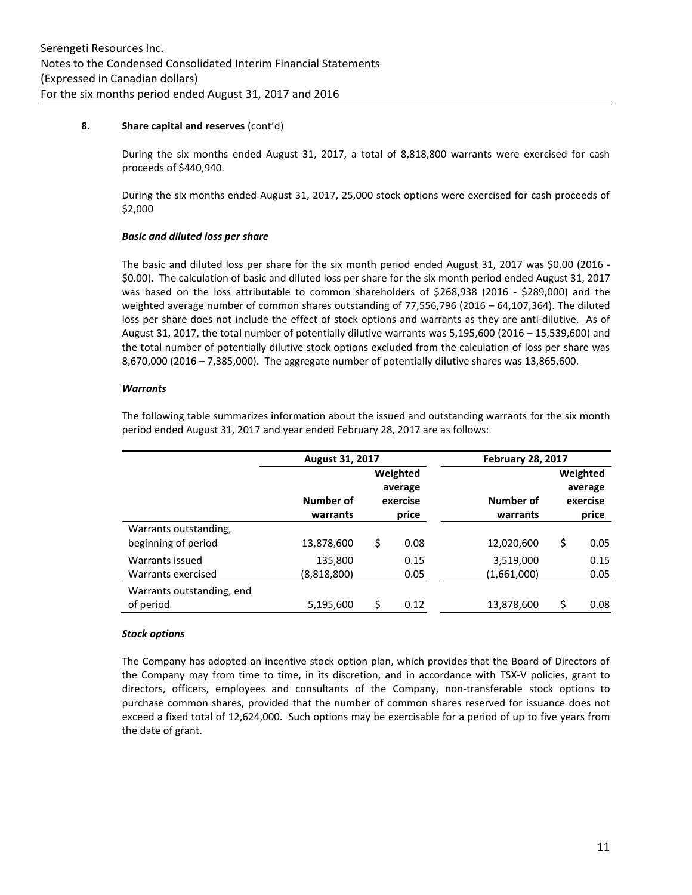**8. Share capital and reserves** (cont'd)

During the six months ended August 31, 2017, a total of 8,818,800 warrants were exercised for cash proceeds of $440,940.

During the six months ended August 31, 2017, 25,000 stock options were exercised for cash proceeds of $2,000

***Basic and diluted loss per share***

The basic and diluted loss per share for the six month period ended August 31, 2017 was $0.00 (2016 - $0.00). The calculation of basic and diluted loss per share for the six month period ended August 31, 2017 was based on the loss attributable to common shareholders of $268,938 (2016 - $289,000) and the weighted average number of common shares outstanding of 77,556,796 (2016 – 64,107,364). The diluted loss per share does not include the effect of stock options and warrants as they are anti-dilutive. As of August 31, 2017, the total number of potentially dilutive warrants was 5,195,600 (2016 – 15,539,600) and the total number of potentially dilutive stock options excluded from the calculation of loss per share was 8,670,000 (2016 – 7,385,000). The aggregate number of potentially dilutive shares was 13,865,600.

***Warrants***

The following table summarizes information about the issued and outstanding warrants for the six month period ended August 31, 2017 and year ended February 28, 2017 are as follows:

| | August 31, 2017 | | February 28, 2017 | |
|---|---|---|---|---|
| | Number of warrants | Weighted average exercise price | Number of warrants | Weighted average exercise price |
| Warrants outstanding, beginning of period | 13,878,600 | $ 0.08 | 12,020,600 | $ 0.05 |
| Warrants issued | 135,800 | 0.15 | 3,519,000 | 0.15 |
| Warrants exercised | (8,818,800) | 0.05 | (1,661,000) | 0.05 |
| Warrants outstanding, end of period | 5,195,600 | $ 0.12 | 13,878,600 | $ 0.08 |

***Stock options***

The Company has adopted an incentive stock option plan, which provides that the Board of Directors of the Company may from time to time, in its discretion, and in accordance with TSX-V policies, grant to directors, officers, employees and consultants of the Company, non-transferable stock options to purchase common shares, provided that the number of common shares reserved for issuance does not exceed a fixed total of 12,624,000. Such options may be exercisable for a period of up to five years from the date of grant.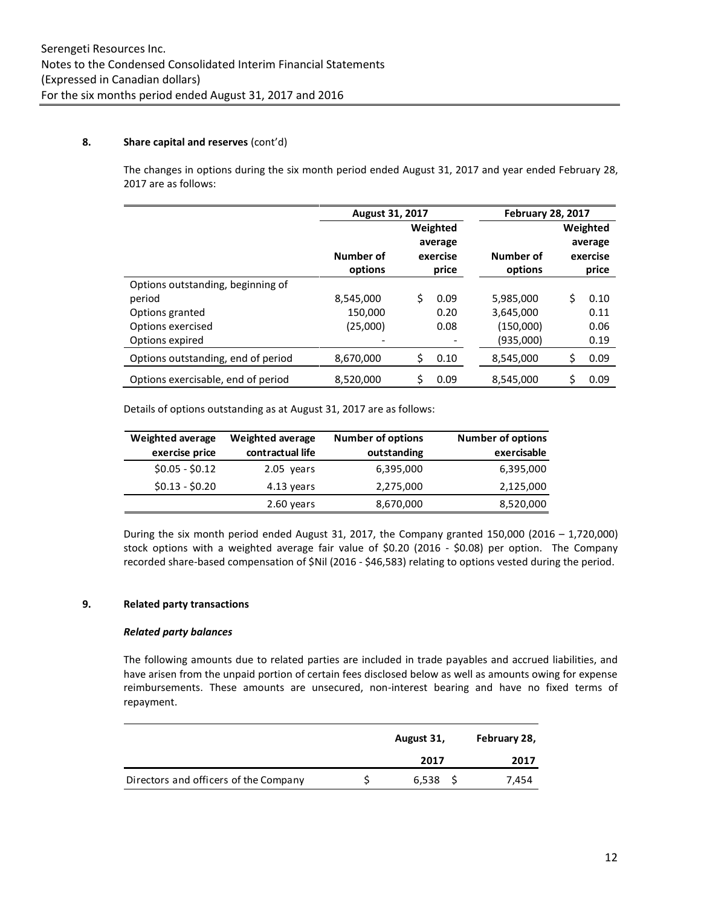## 8. Share capital and reserves (cont'd)

The changes in options during the six month period ended August 31, 2017 and year ended February 28, 2017 are as follows:

| | August 31, 2017 | | February 28, 2017 | |
|---|---|---|---|---|
| | Number of options | Weighted average exercise price | Number of options | Weighted average exercise price |
| Options outstanding, beginning of period | 8,545,000 | $ 0.09 | 5,985,000 | $ 0.10 |
| Options granted | 150,000 | 0.20 | 3,645,000 | 0.11 |
| Options exercised | (25,000) | 0.08 | (150,000) | 0.06 |
| Options expired | - | - | (935,000) | 0.19 |
| Options outstanding, end of period | 8,670,000 | $ 0.10 | 8,545,000 | $ 0.09 |
| Options exercisable, end of period | 8,520,000 | $ 0.09 | 8,545,000 | $ 0.09 |

Details of options outstanding as at August 31, 2017 are as follows:

| Weighted average exercise price | Weighted average contractual life | Number of options outstanding | Number of options exercisable |
|---|---|---|---|
| $0.05 - $0.12 | 2.05 years | 6,395,000 | 6,395,000 |
| $0.13 - $0.20 | 4.13 years | 2,275,000 | 2,125,000 |
| | 2.60 years | 8,670,000 | 8,520,000 |

During the six month period ended August 31, 2017, the Company granted 150,000 (2016 – 1,720,000) stock options with a weighted average fair value of $0.20 (2016 - $0.08) per option. The Company recorded share-based compensation of $Nil (2016 - $46,583) relating to options vested during the period.

## 9. Related party transactions

### *Related party balances*

The following amounts due to related parties are included in trade payables and accrued liabilities, and have arisen from the unpaid portion of certain fees disclosed below as well as amounts owing for expense reimbursements. These amounts are unsecured, non-interest bearing and have no fixed terms of repayment.

| | August 31, 2017 | February 28, 2017 |
|---|---|---|
| Directors and officers of the Company | $ 6,538 | $ 7,454 |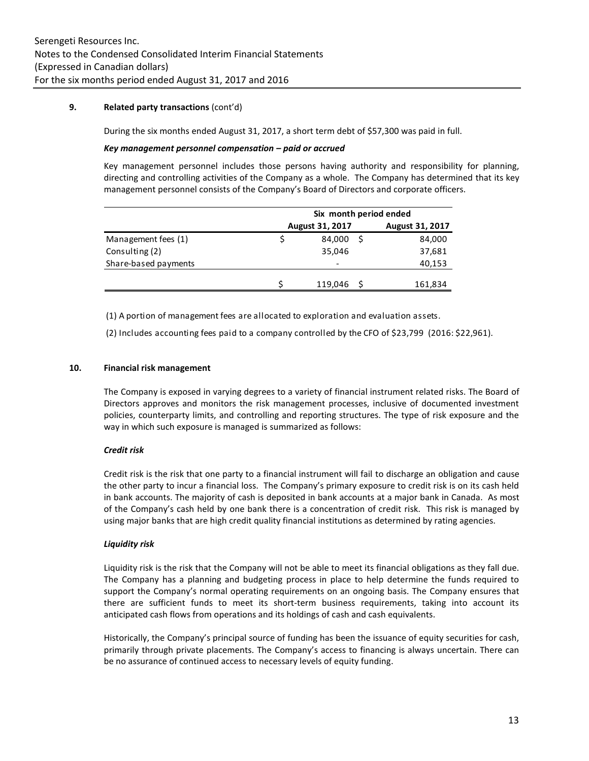## 9. Related party transactions (cont'd)

During the six months ended August 31, 2017, a short term debt of $57,300 was paid in full.

***Key management personnel compensation – paid or accrued***

Key management personnel includes those persons having authority and responsibility for planning, directing and controlling activities of the Company as a whole. The Company has determined that its key management personnel consists of the Company's Board of Directors and corporate officers.

| | Six month period ended | |
|---|---|---|
| | August 31, 2017 | August 31, 2017 |
| Management fees (1) | $ 84,000 | $ 84,000 |
| Consulting (2) | 35,046 | 37,681 |
| Share-based payments | - | 40,153 |
| | $ 119,046 | $ 161,834 |

(1) A portion of management fees are allocated to exploration and evaluation assets.

(2) Includes accounting fees paid to a company controlled by the CFO of $23,799 (2016: $22,961).

## 10. Financial risk management

The Company is exposed in varying degrees to a variety of financial instrument related risks. The Board of Directors approves and monitors the risk management processes, inclusive of documented investment policies, counterparty limits, and controlling and reporting structures. The type of risk exposure and the way in which such exposure is managed is summarized as follows:

***Credit risk***

Credit risk is the risk that one party to a financial instrument will fail to discharge an obligation and cause the other party to incur a financial loss. The Company's primary exposure to credit risk is on its cash held in bank accounts. The majority of cash is deposited in bank accounts at a major bank in Canada. As most of the Company's cash held by one bank there is a concentration of credit risk. This risk is managed by using major banks that are high credit quality financial institutions as determined by rating agencies.

***Liquidity risk***

Liquidity risk is the risk that the Company will not be able to meet its financial obligations as they fall due. The Company has a planning and budgeting process in place to help determine the funds required to support the Company's normal operating requirements on an ongoing basis. The Company ensures that there are sufficient funds to meet its short-term business requirements, taking into account its anticipated cash flows from operations and its holdings of cash and cash equivalents.

Historically, the Company's principal source of funding has been the issuance of equity securities for cash, primarily through private placements. The Company's access to financing is always uncertain. There can be no assurance of continued access to necessary levels of equity funding.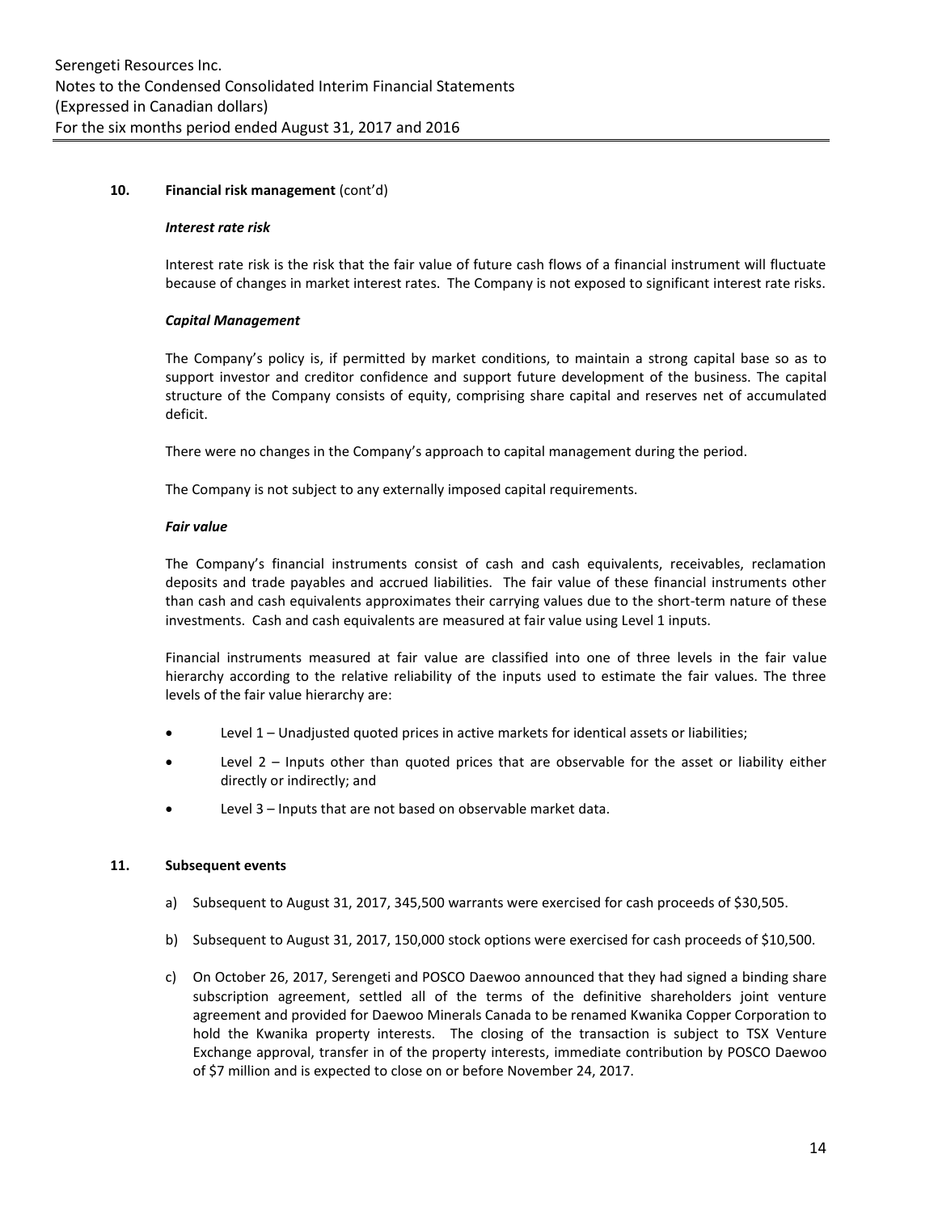## 10. Financial risk management (cont'd)

***Interest rate risk***

Interest rate risk is the risk that the fair value of future cash flows of a financial instrument will fluctuate because of changes in market interest rates. The Company is not exposed to significant interest rate risks.

***Capital Management***

The Company's policy is, if permitted by market conditions, to maintain a strong capital base so as to support investor and creditor confidence and support future development of the business. The capital structure of the Company consists of equity, comprising share capital and reserves net of accumulated deficit.

There were no changes in the Company's approach to capital management during the period.

The Company is not subject to any externally imposed capital requirements.

***Fair value***

The Company's financial instruments consist of cash and cash equivalents, receivables, reclamation deposits and trade payables and accrued liabilities. The fair value of these financial instruments other than cash and cash equivalents approximates their carrying values due to the short-term nature of these investments. Cash and cash equivalents are measured at fair value using Level 1 inputs.

Financial instruments measured at fair value are classified into one of three levels in the fair value hierarchy according to the relative reliability of the inputs used to estimate the fair values. The three levels of the fair value hierarchy are:

- Level 1 – Unadjusted quoted prices in active markets for identical assets or liabilities;
- Level 2 – Inputs other than quoted prices that are observable for the asset or liability either directly or indirectly; and
- Level 3 – Inputs that are not based on observable market data.

## 11. Subsequent events

a) Subsequent to August 31, 2017, 345,500 warrants were exercised for cash proceeds of $30,505.

b) Subsequent to August 31, 2017, 150,000 stock options were exercised for cash proceeds of $10,500.

c) On October 26, 2017, Serengeti and POSCO Daewoo announced that they had signed a binding share subscription agreement, settled all of the terms of the definitive shareholders joint venture agreement and provided for Daewoo Minerals Canada to be renamed Kwanika Copper Corporation to hold the Kwanika property interests. The closing of the transaction is subject to TSX Venture Exchange approval, transfer in of the property interests, immediate contribution by POSCO Daewoo of $7 million and is expected to close on or before November 24, 2017.